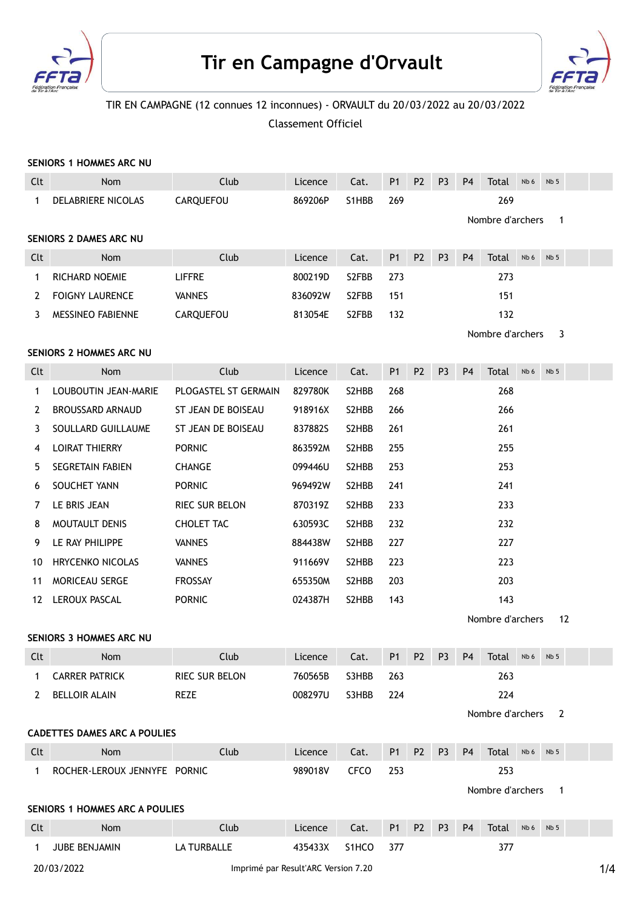# Tir en Campagne d'Orvault

TIR EN CAMPAGNE (12 connues 12 inconnues) - ORVAULT du 20/03/2022 au 20/03/2022

Classement Officiel

**SENIORS 1 HOMMES ARC NU**

| Clt | Nom | Club | Licence | Cat. | P1 | P2 | P3 | P4 | Total | Nb 6 | Nb 5 |
|---|---|---|---|---|---|---|---|---|---|---|---|
| 1 | DELABRIERE NICOLAS | CARQUEFOU | 869206P | S1HBB | 269 | | | | 269 | | |

Nombre d'archers 1

**SENIORS 2 DAMES ARC NU**

| Clt | Nom | Club | Licence | Cat. | P1 | P2 | P3 | P4 | Total | Nb 6 | Nb 5 |
|---|---|---|---|---|---|---|---|---|---|---|---|
| 1 | RICHARD NOEMIE | LIFFRE | 800219D | S2FBB | 273 | | | | 273 | | |
| 2 | FOIGNY LAURENCE | VANNES | 836092W | S2FBB | 151 | | | | 151 | | |
| 3 | MESSINEO FABIENNE | CARQUEFOU | 813054E | S2FBB | 132 | | | | 132 | | |

Nombre d'archers 3

**SENIORS 2 HOMMES ARC NU**

| Clt | Nom | Club | Licence | Cat. | P1 | P2 | P3 | P4 | Total | Nb 6 | Nb 5 |
|---|---|---|---|---|---|---|---|---|---|---|---|
| 1 | LOUBOUTIN JEAN-MARIE | PLOGASTEL ST GERMAIN | 829780K | S2HBB | 268 | | | | 268 | | |
| 2 | BROUSSARD ARNAUD | ST JEAN DE BOISEAU | 918916X | S2HBB | 266 | | | | 266 | | |
| 3 | SOULLARD GUILLAUME | ST JEAN DE BOISEAU | 837882S | S2HBB | 261 | | | | 261 | | |
| 4 | LOIRAT THIERRY | PORNIC | 863592M | S2HBB | 255 | | | | 255 | | |
| 5 | SEGRETAIN FABIEN | CHANGE | 099446U | S2HBB | 253 | | | | 253 | | |
| 6 | SOUCHET YANN | PORNIC | 969492W | S2HBB | 241 | | | | 241 | | |
| 7 | LE BRIS JEAN | RIEC SUR BELON | 870319Z | S2HBB | 233 | | | | 233 | | |
| 8 | MOUTAULT DENIS | CHOLET TAC | 630593C | S2HBB | 232 | | | | 232 | | |
| 9 | LE RAY PHILIPPE | VANNES | 884438W | S2HBB | 227 | | | | 227 | | |
| 10 | HRYCENKO NICOLAS | VANNES | 911669V | S2HBB | 223 | | | | 223 | | |
| 11 | MORICEAU SERGE | FROSSAY | 655350M | S2HBB | 203 | | | | 203 | | |
| 12 | LEROUX PASCAL | PORNIC | 024387H | S2HBB | 143 | | | | 143 | | |

Nombre d'archers 12

**SENIORS 3 HOMMES ARC NU**

| Clt | Nom | Club | Licence | Cat. | P1 | P2 | P3 | P4 | Total | Nb 6 | Nb 5 |
|---|---|---|---|---|---|---|---|---|---|---|---|
| 1 | CARRER PATRICK | RIEC SUR BELON | 760565B | S3HBB | 263 | | | | 263 | | |
| 2 | BELLOIR ALAIN | REZE | 008297U | S3HBB | 224 | | | | 224 | | |

Nombre d'archers 2

**CADETTES DAMES ARC A POULIES**

| Clt | Nom | Club | Licence | Cat. | P1 | P2 | P3 | P4 | Total | Nb 6 | Nb 5 |
|---|---|---|---|---|---|---|---|---|---|---|---|
| 1 | ROCHER-LEROUX JENNYFE | PORNIC | 989018V | CFCO | 253 | | | | 253 | | |

Nombre d'archers 1

**SENIORS 1 HOMMES ARC A POULIES**

| Clt | Nom | Club | Licence | Cat. | P1 | P2 | P3 | P4 | Total | Nb 6 | Nb 5 |
|---|---|---|---|---|---|---|---|---|---|---|---|
| 1 | JUBE BENJAMIN | LA TURBALLE | 435433X | S1HCO | 377 | | | | 377 | | |

20/03/2022 Imprimé par Result'ARC Version 7.20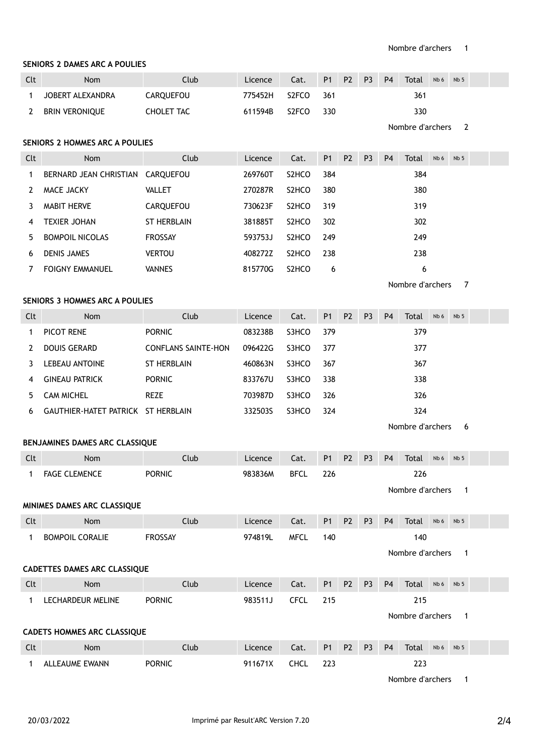Nombre d'archers 1

**SENIORS 2 DAMES ARC A POULIES**

| Clt | Nom | Club | Licence | Cat. | P1 | P2 | P3 | P4 | Total | Nb 6 | Nb 5 | | |
|---|---|---|---|---|---|---|---|---|---|---|---|---|---|
| 1 | JOBERT ALEXANDRA | CARQUEFOU | 775452H | S2FCO | 361 | | | | 361 | | | | |
| 2 | BRIN VERONIQUE | CHOLET TAC | 611594B | S2FCO | 330 | | | | 330 | | | | |

Nombre d'archers 2

**SENIORS 2 HOMMES ARC A POULIES**

| Clt | Nom | Club | Licence | Cat. | P1 | P2 | P3 | P4 | Total | Nb 6 | Nb 5 | | |
|---|---|---|---|---|---|---|---|---|---|---|---|---|---|
| 1 | BERNARD JEAN CHRISTIAN | CARQUEFOU | 269760T | S2HCO | 384 | | | | 384 | | | | |
| 2 | MACE JACKY | VALLET | 270287R | S2HCO | 380 | | | | 380 | | | | |
| 3 | MABIT HERVE | CARQUEFOU | 730623F | S2HCO | 319 | | | | 319 | | | | |
| 4 | TEXIER JOHAN | ST HERBLAIN | 381885T | S2HCO | 302 | | | | 302 | | | | |
| 5 | BOMPOIL NICOLAS | FROSSAY | 593753J | S2HCO | 249 | | | | 249 | | | | |
| 6 | DENIS JAMES | VERTOU | 408272Z | S2HCO | 238 | | | | 238 | | | | |
| 7 | FOIGNY EMMANUEL | VANNES | 815770G | S2HCO | 6 | | | | 6 | | | | |

Nombre d'archers 7

**SENIORS 3 HOMMES ARC A POULIES**

| Clt | Nom | Club | Licence | Cat. | P1 | P2 | P3 | P4 | Total | Nb 6 | Nb 5 | | |
|---|---|---|---|---|---|---|---|---|---|---|---|---|---|
| 1 | PICOT RENE | PORNIC | 083238B | S3HCO | 379 | | | | 379 | | | | |
| 2 | DOUIS GERARD | CONFLANS SAINTE-HON | 096422G | S3HCO | 377 | | | | 377 | | | | |
| 3 | LEBEAU ANTOINE | ST HERBLAIN | 460863N | S3HCO | 367 | | | | 367 | | | | |
| 4 | GINEAU PATRICK | PORNIC | 833767U | S3HCO | 338 | | | | 338 | | | | |
| 5 | CAM MICHEL | REZE | 703987D | S3HCO | 326 | | | | 326 | | | | |
| 6 | GAUTHIER-HATET PATRICK | ST HERBLAIN | 332503S | S3HCO | 324 | | | | 324 | | | | |

Nombre d'archers 6

**BENJAMINES DAMES ARC CLASSIQUE**

| Clt | Nom | Club | Licence | Cat. | P1 | P2 | P3 | P4 | Total | Nb 6 | Nb 5 | | |
|---|---|---|---|---|---|---|---|---|---|---|---|---|---|
| 1 | FAGE CLEMENCE | PORNIC | 983836M | BFCL | 226 | | | | 226 | | | | |

Nombre d'archers 1

**MINIMES DAMES ARC CLASSIQUE**

| Clt | Nom | Club | Licence | Cat. | P1 | P2 | P3 | P4 | Total | Nb 6 | Nb 5 | | |
|---|---|---|---|---|---|---|---|---|---|---|---|---|---|
| 1 | BOMPOIL CORALIE | FROSSAY | 974819L | MFCL | 140 | | | | 140 | | | | |

Nombre d'archers 1

**CADETTES DAMES ARC CLASSIQUE**

| Clt | Nom | Club | Licence | Cat. | P1 | P2 | P3 | P4 | Total | Nb 6 | Nb 5 | | |
|---|---|---|---|---|---|---|---|---|---|---|---|---|---|
| 1 | LECHARDEUR MELINE | PORNIC | 983511J | CFCL | 215 | | | | 215 | | | | |

Nombre d'archers 1

**CADETS HOMMES ARC CLASSIQUE**

| Clt | Nom | Club | Licence | Cat. | P1 | P2 | P3 | P4 | Total | Nb 6 | Nb 5 | | |
|---|---|---|---|---|---|---|---|---|---|---|---|---|---|
| 1 | ALLEAUME EWANN | PORNIC | 911671X | CHCL | 223 | | | | 223 | | | | |

Nombre d'archers 1

20/03/2022 Imprimé par Result'ARC Version 7.20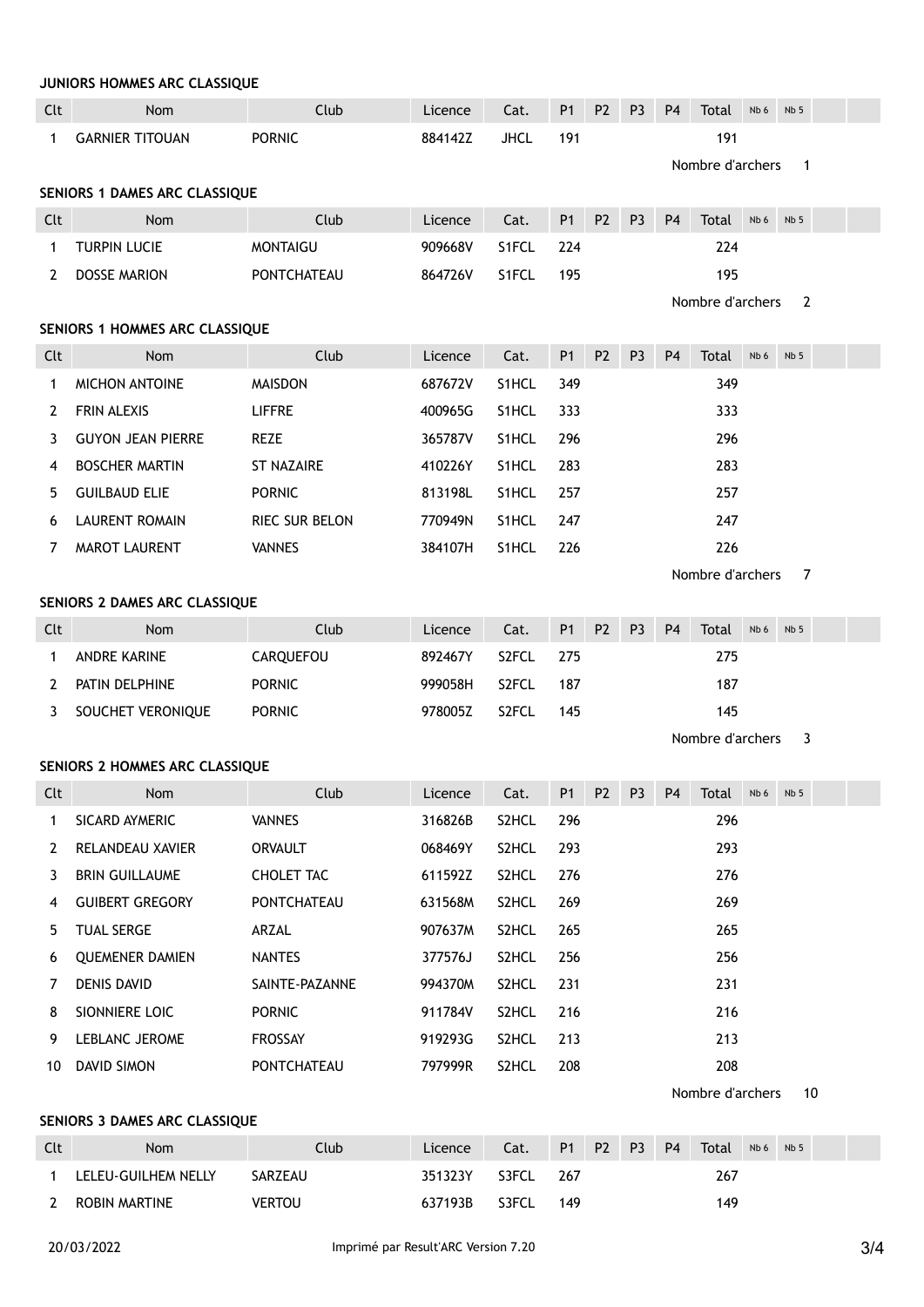## JUNIORS HOMMES ARC CLASSIQUE

| Clt | Nom | Club | Licence | Cat. | P1 | P2 | P3 | P4 | Total | Nb 6 | Nb 5 | | |
|---|---|---|---|---|---|---|---|---|---|---|---|---|---|
| 1 | GARNIER TITOUAN | PORNIC | 884142Z | JHCL | 191 | | | | 191 | | | | |

Nombre d'archers 1

## SENIORS 1 DAMES ARC CLASSIQUE

| Clt | Nom | Club | Licence | Cat. | P1 | P2 | P3 | P4 | Total | Nb 6 | Nb 5 | | |
|---|---|---|---|---|---|---|---|---|---|---|---|---|---|
| 1 | TURPIN LUCIE | MONTAIGU | 909668V | S1FCL | 224 | | | | 224 | | | | |
| 2 | DOSSE MARION | PONTCHATEAU | 864726V | S1FCL | 195 | | | | 195 | | | | |

Nombre d'archers 2

## SENIORS 1 HOMMES ARC CLASSIQUE

| Clt | Nom | Club | Licence | Cat. | P1 | P2 | P3 | P4 | Total | Nb 6 | Nb 5 | | |
|---|---|---|---|---|---|---|---|---|---|---|---|---|---|
| 1 | MICHON ANTOINE | MAISDON | 687672V | S1HCL | 349 | | | | 349 | | | | |
| 2 | FRIN ALEXIS | LIFFRE | 400965G | S1HCL | 333 | | | | 333 | | | | |
| 3 | GUYON JEAN PIERRE | REZE | 365787V | S1HCL | 296 | | | | 296 | | | | |
| 4 | BOSCHER MARTIN | ST NAZAIRE | 410226Y | S1HCL | 283 | | | | 283 | | | | |
| 5 | GUILBAUD ELIE | PORNIC | 813198L | S1HCL | 257 | | | | 257 | | | | |
| 6 | LAURENT ROMAIN | RIEC SUR BELON | 770949N | S1HCL | 247 | | | | 247 | | | | |
| 7 | MAROT LAURENT | VANNES | 384107H | S1HCL | 226 | | | | 226 | | | | |

Nombre d'archers 7

## SENIORS 2 DAMES ARC CLASSIQUE

| Clt | Nom | Club | Licence | Cat. | P1 | P2 | P3 | P4 | Total | Nb 6 | Nb 5 | | |
|---|---|---|---|---|---|---|---|---|---|---|---|---|---|
| 1 | ANDRE KARINE | CARQUEFOU | 892467Y | S2FCL | 275 | | | | 275 | | | | |
| 2 | PATIN DELPHINE | PORNIC | 999058H | S2FCL | 187 | | | | 187 | | | | |
| 3 | SOUCHET VERONIQUE | PORNIC | 978005Z | S2FCL | 145 | | | | 145 | | | | |

Nombre d'archers 3

## SENIORS 2 HOMMES ARC CLASSIQUE

| Clt | Nom | Club | Licence | Cat. | P1 | P2 | P3 | P4 | Total | Nb 6 | Nb 5 | | |
|---|---|---|---|---|---|---|---|---|---|---|---|---|---|
| 1 | SICARD AYMERIC | VANNES | 316826B | S2HCL | 296 | | | | 296 | | | | |
| 2 | RELANDEAU XAVIER | ORVAULT | 068469Y | S2HCL | 293 | | | | 293 | | | | |
| 3 | BRIN GUILLAUME | CHOLET TAC | 611592Z | S2HCL | 276 | | | | 276 | | | | |
| 4 | GUIBERT GREGORY | PONTCHATEAU | 631568M | S2HCL | 269 | | | | 269 | | | | |
| 5 | TUAL SERGE | ARZAL | 907637M | S2HCL | 265 | | | | 265 | | | | |
| 6 | QUEMENER DAMIEN | NANTES | 377576J | S2HCL | 256 | | | | 256 | | | | |
| 7 | DENIS DAVID | SAINTE-PAZANNE | 994370M | S2HCL | 231 | | | | 231 | | | | |
| 8 | SIONNIERE LOIC | PORNIC | 911784V | S2HCL | 216 | | | | 216 | | | | |
| 9 | LEBLANC JEROME | FROSSAY | 919293G | S2HCL | 213 | | | | 213 | | | | |
| 10 | DAVID SIMON | PONTCHATEAU | 797999R | S2HCL | 208 | | | | 208 | | | | |

Nombre d'archers 10

## SENIORS 3 DAMES ARC CLASSIQUE

| Clt | Nom | Club | Licence | Cat. | P1 | P2 | P3 | P4 | Total | Nb 6 | Nb 5 | | |
|---|---|---|---|---|---|---|---|---|---|---|---|---|---|
| 1 | LELEU-GUILHEM NELLY | SARZEAU | 351323Y | S3FCL | 267 | | | | 267 | | | | |
| 2 | ROBIN MARTINE | VERTOU | 637193B | S3FCL | 149 | | | | 149 | | | | |

20/03/2022 Imprimé par Result'ARC Version 7.20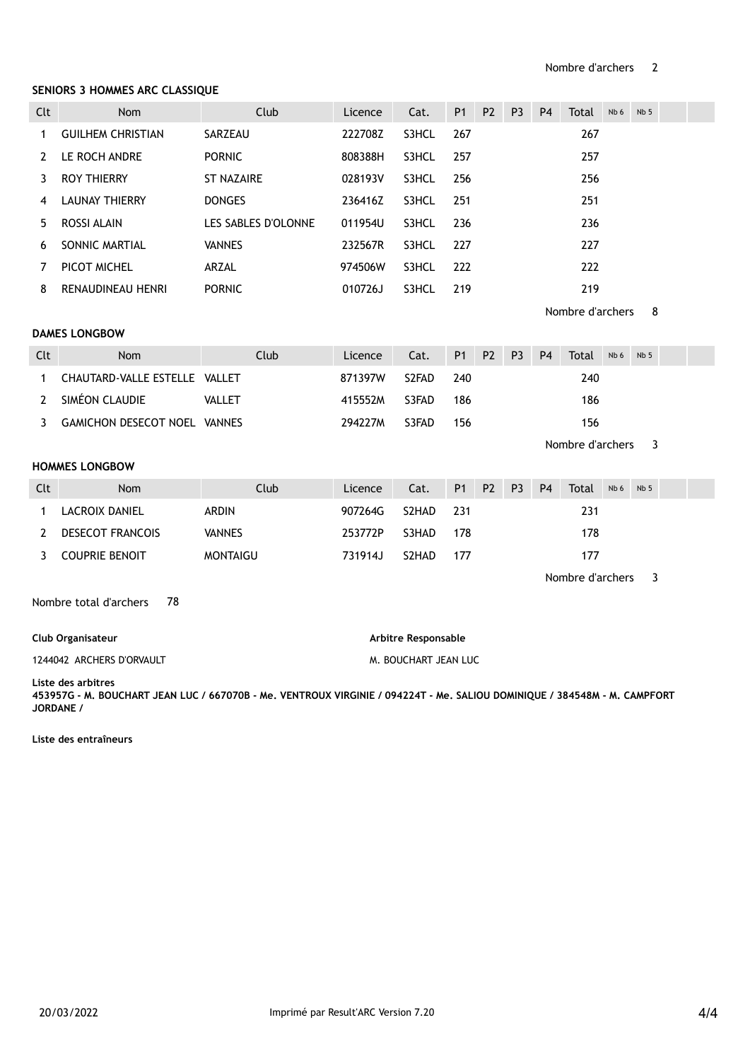Nombre d'archers 2

### SENIORS 3 HOMMES ARC CLASSIQUE

| Clt | Nom | Club | Licence | Cat. | P1 | P2 | P3 | P4 | Total | Nb 6 | Nb 5 | | |
|---|---|---|---|---|---|---|---|---|---|---|---|---|---|
| 1 | GUILHEM CHRISTIAN | SARZEAU | 222708Z | S3HCL | 267 | | | | 267 | | | | |
| 2 | LE ROCH ANDRE | PORNIC | 808388H | S3HCL | 257 | | | | 257 | | | | |
| 3 | ROY THIERRY | ST NAZAIRE | 028193V | S3HCL | 256 | | | | 256 | | | | |
| 4 | LAUNAY THIERRY | DONGES | 236416Z | S3HCL | 251 | | | | 251 | | | | |
| 5 | ROSSI ALAIN | LES SABLES D'OLONNE | 011954U | S3HCL | 236 | | | | 236 | | | | |
| 6 | SONNIC MARTIAL | VANNES | 232567R | S3HCL | 227 | | | | 227 | | | | |
| 7 | PICOT MICHEL | ARZAL | 974506W | S3HCL | 222 | | | | 222 | | | | |
| 8 | RENAUDINEAU HENRI | PORNIC | 010726J | S3HCL | 219 | | | | 219 | | | | |

Nombre d'archers 8

### DAMES LONGBOW

| Clt | Nom | Club | Licence | Cat. | P1 | P2 | P3 | P4 | Total | Nb 6 | Nb 5 | | |
|---|---|---|---|---|---|---|---|---|---|---|---|---|---|
| 1 | CHAUTARD-VALLE ESTELLE | VALLET | 871397W | S2FAD | 240 | | | | 240 | | | | |
| 2 | SIMÉON CLAUDIE | VALLET | 415552M | S3FAD | 186 | | | | 186 | | | | |
| 3 | GAMICHON DESECOT NOEL | VANNES | 294227M | S3FAD | 156 | | | | 156 | | | | |

Nombre d'archers 3

### HOMMES LONGBOW

| Clt | Nom | Club | Licence | Cat. | P1 | P2 | P3 | P4 | Total | Nb 6 | Nb 5 | | |
|---|---|---|---|---|---|---|---|---|---|---|---|---|---|
| 1 | LACROIX DANIEL | ARDIN | 907264G | S2HAD | 231 | | | | 231 | | | | |
| 2 | DESECOT FRANCOIS | VANNES | 253772P | S3HAD | 178 | | | | 178 | | | | |
| 3 | COUPRIE BENOIT | MONTAIGU | 731914J | S2HAD | 177 | | | | 177 | | | | |

Nombre d'archers 3

Nombre total d'archers 78

**Club Organisateur**

1244042 ARCHERS D'ORVAULT

**Arbitre Responsable**

M. BOUCHART JEAN LUC

**Liste des arbitres**

**453957G - M. BOUCHART JEAN LUC / 667070B - Me. VENTROUX VIRGINIE / 094224T - Me. SALIOU DOMINIQUE / 384548M - M. CAMPFORT JORDANE /**

**Liste des entraîneurs**

20/03/2022 Imprimé par Result'ARC Version 7.20